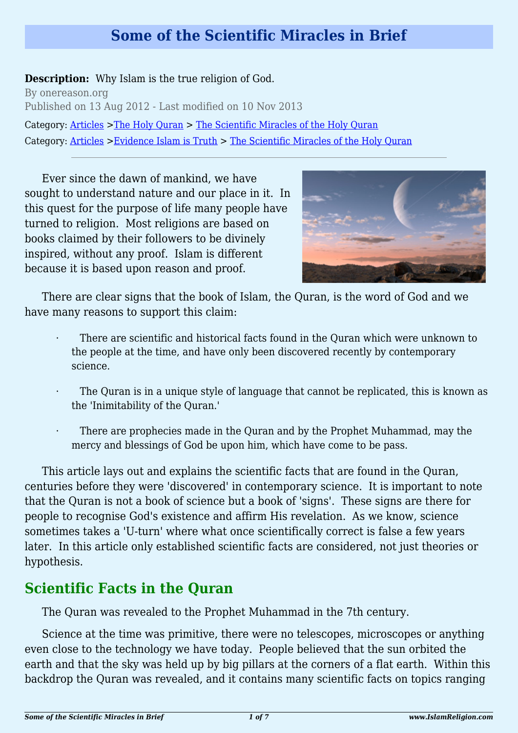# Some of the Scientific Miracles in Brief

**Description:** Why Islam is the true religion of God.

By onereason.org

Published on 13 Aug 2012 - Last modified on 10 Nov 2013

Category: Articles >The Holy Quran > The Scientific Miracles of the Holy Quran

Category: Articles >Evidence Islam is Truth > The Scientific Miracles of the Holy Quran

---

Ever since the dawn of mankind, we have sought to understand nature and our place in it. In this quest for the purpose of life many people have turned to religion. Most religions are based on books claimed by their followers to be divinely inspired, without any proof. Islam is different because it is based upon reason and proof.

There are clear signs that the book of Islam, the Quran, is the word of God and we have many reasons to support this claim:

- There are scientific and historical facts found in the Quran which were unknown to the people at the time, and have only been discovered recently by contemporary science.
- The Quran is in a unique style of language that cannot be replicated, this is known as the 'Inimitability of the Quran.'
- There are prophecies made in the Quran and by the Prophet Muhammad, may the mercy and blessings of God be upon him, which have come to be pass.

This article lays out and explains the scientific facts that are found in the Quran, centuries before they were 'discovered' in contemporary science. It is important to note that the Quran is not a book of science but a book of 'signs'. These signs are there for people to recognise God's existence and affirm His revelation. As we know, science sometimes takes a 'U-turn' where what once scientifically correct is false a few years later. In this article only established scientific facts are considered, not just theories or hypothesis.

## Scientific Facts in the Quran

The Quran was revealed to the Prophet Muhammad in the 7th century.

Science at the time was primitive, there were no telescopes, microscopes or anything even close to the technology we have today. People believed that the sun orbited the earth and that the sky was held up by big pillars at the corners of a flat earth. Within this backdrop the Quran was revealed, and it contains many scientific facts on topics ranging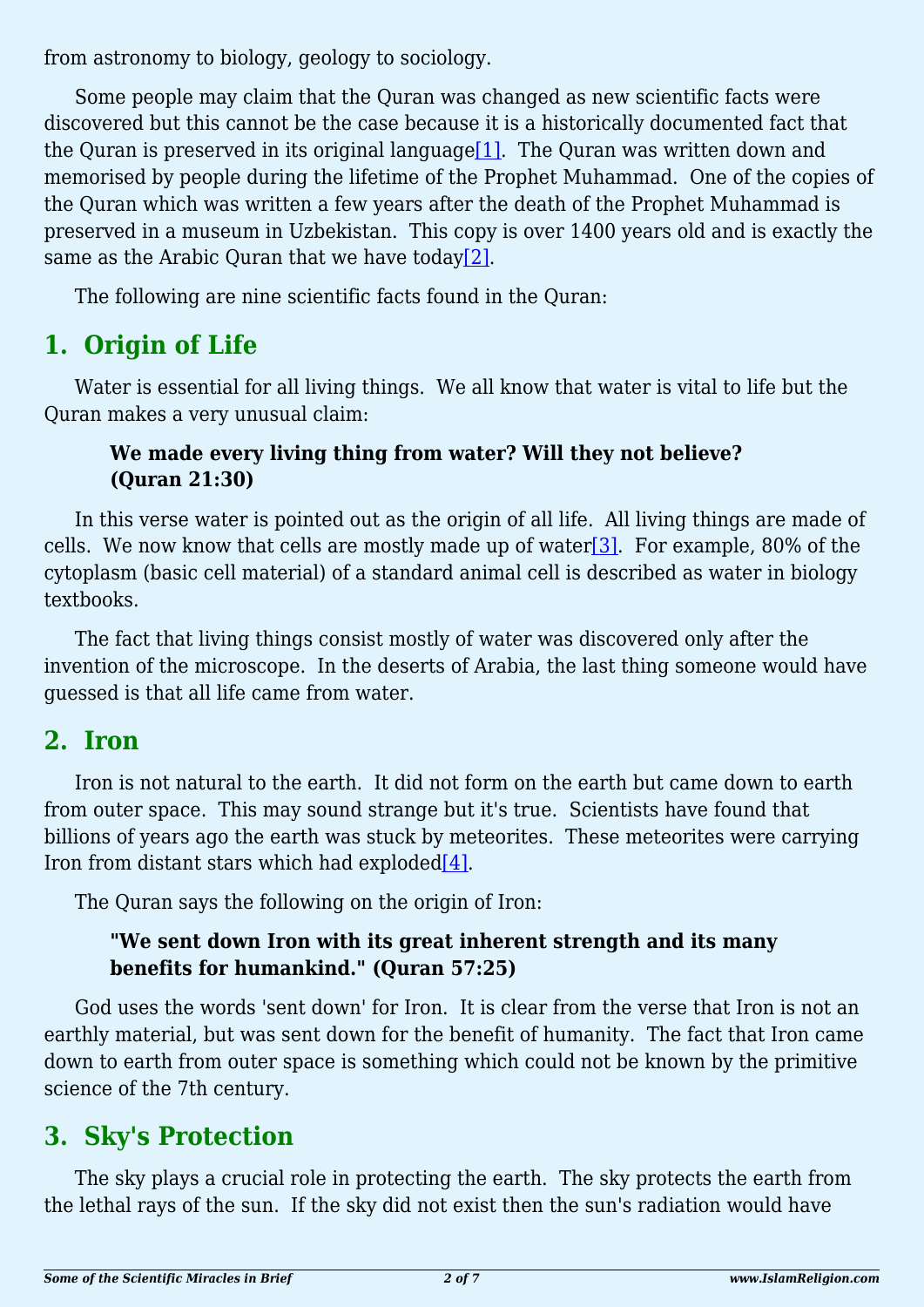from astronomy to biology, geology to sociology.

Some people may claim that the Quran was changed as new scientific facts were discovered but this cannot be the case because it is a historically documented fact that the Quran is preserved in its original language[1]. The Quran was written down and memorised by people during the lifetime of the Prophet Muhammad. One of the copies of the Quran which was written a few years after the death of the Prophet Muhammad is preserved in a museum in Uzbekistan. This copy is over 1400 years old and is exactly the same as the Arabic Quran that we have today[2].

The following are nine scientific facts found in the Quran:

## 1. Origin of Life

Water is essential for all living things. We all know that water is vital to life but the Quran makes a very unusual claim:

> **We made every living thing from water? Will they not believe? (Quran 21:30)**

In this verse water is pointed out as the origin of all life. All living things are made of cells. We now know that cells are mostly made up of water[3]. For example, 80% of the cytoplasm (basic cell material) of a standard animal cell is described as water in biology textbooks.

The fact that living things consist mostly of water was discovered only after the invention of the microscope. In the deserts of Arabia, the last thing someone would have guessed is that all life came from water.

## 2. Iron

Iron is not natural to the earth. It did not form on the earth but came down to earth from outer space. This may sound strange but it's true. Scientists have found that billions of years ago the earth was stuck by meteorites. These meteorites were carrying Iron from distant stars which had exploded[4].

The Quran says the following on the origin of Iron:

> **"We sent down Iron with its great inherent strength and its many benefits for humankind." (Quran 57:25)**

God uses the words 'sent down' for Iron. It is clear from the verse that Iron is not an earthly material, but was sent down for the benefit of humanity. The fact that Iron came down to earth from outer space is something which could not be known by the primitive science of the 7th century.

## 3. Sky's Protection

The sky plays a crucial role in protecting the earth. The sky protects the earth from the lethal rays of the sun. If the sky did not exist then the sun's radiation would have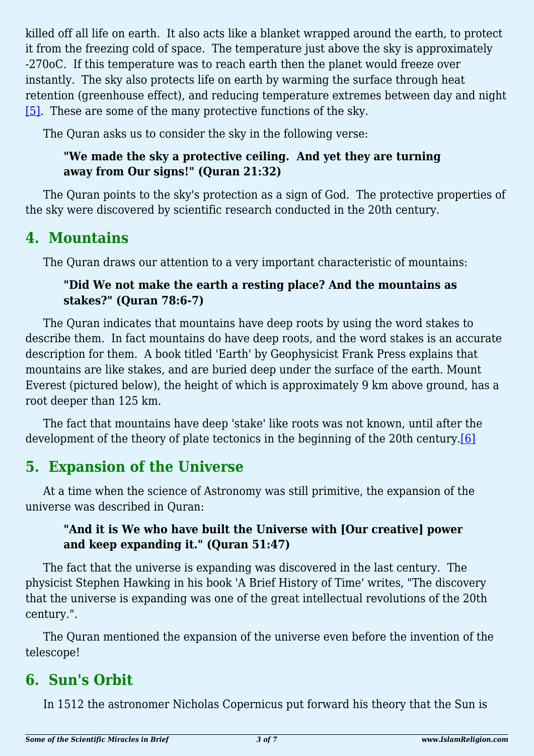killed off all life on earth. It also acts like a blanket wrapped around the earth, to protect it from the freezing cold of space. The temperature just above the sky is approximately -270oC. If this temperature was to reach earth then the planet would freeze over instantly. The sky also protects life on earth by warming the surface through heat retention (greenhouse effect), and reducing temperature extremes between day and night [5]. These are some of the many protective functions of the sky.

The Quran asks us to consider the sky in the following verse:

> **"We made the sky a protective ceiling. And yet they are turning away from Our signs!" (Quran 21:32)**

The Quran points to the sky's protection as a sign of God. The protective properties of the sky were discovered by scientific research conducted in the 20th century.

## 4. Mountains

The Quran draws our attention to a very important characteristic of mountains:

> **"Did We not make the earth a resting place? And the mountains as stakes?" (Quran 78:6-7)**

The Quran indicates that mountains have deep roots by using the word stakes to describe them. In fact mountains do have deep roots, and the word stakes is an accurate description for them. A book titled 'Earth' by Geophysicist Frank Press explains that mountains are like stakes, and are buried deep under the surface of the earth. Mount Everest (pictured below), the height of which is approximately 9 km above ground, has a root deeper than 125 km.

The fact that mountains have deep 'stake' like roots was not known, until after the development of the theory of plate tectonics in the beginning of the 20th century.[6]

## 5. Expansion of the Universe

At a time when the science of Astronomy was still primitive, the expansion of the universe was described in Quran:

> **"And it is We who have built the Universe with [Our creative] power and keep expanding it." (Quran 51:47)**

The fact that the universe is expanding was discovered in the last century. The physicist Stephen Hawking in his book 'A Brief History of Time' writes, "The discovery that the universe is expanding was one of the great intellectual revolutions of the 20th century.".

The Quran mentioned the expansion of the universe even before the invention of the telescope!

## 6. Sun's Orbit

In 1512 the astronomer Nicholas Copernicus put forward his theory that the Sun is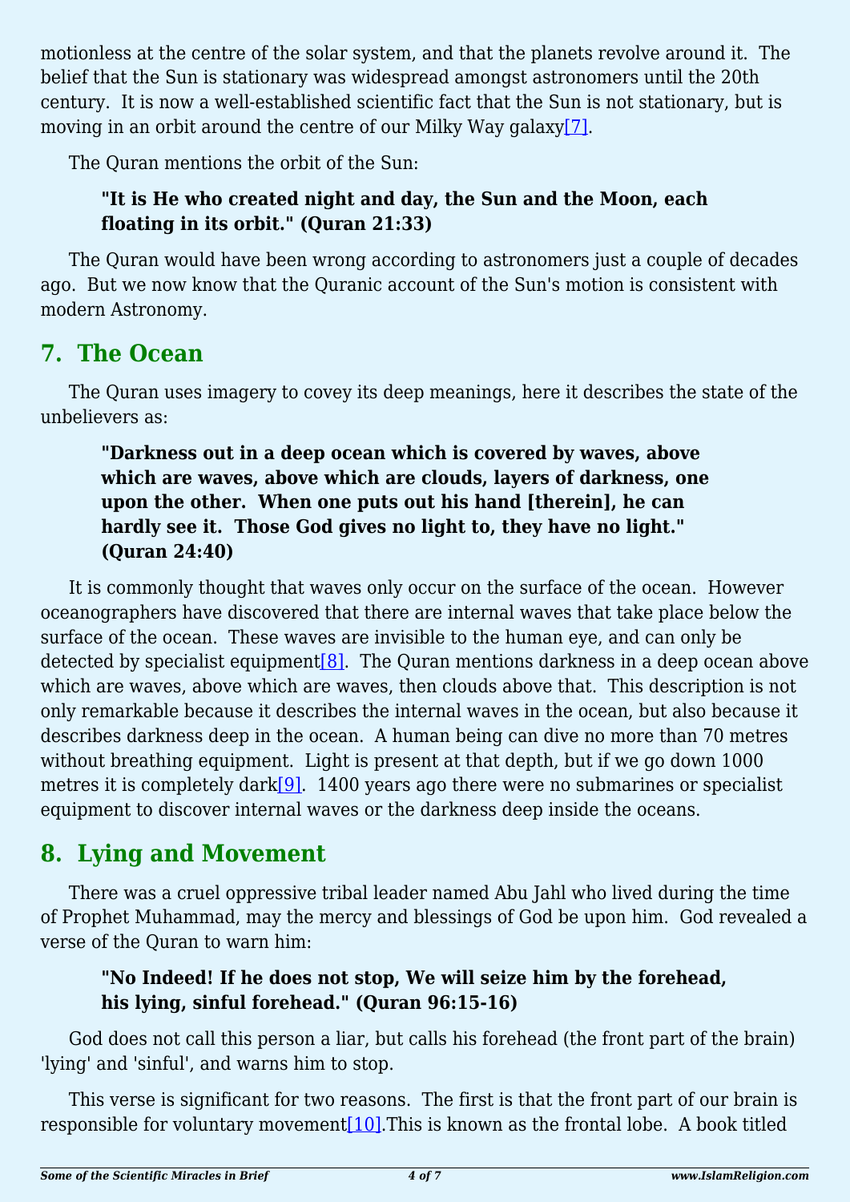motionless at the centre of the solar system, and that the planets revolve around it.  The belief that the Sun is stationary was widespread amongst astronomers until the 20th century.  It is now a well-established scientific fact that the Sun is not stationary, but is moving in an orbit around the centre of our Milky Way galaxy[7].

The Quran mentions the orbit of the Sun:

> **"It is He who created night and day, the Sun and the Moon, each floating in its orbit." (Quran 21:33)**

The Quran would have been wrong according to astronomers just a couple of decades ago.  But we now know that the Quranic account of the Sun's motion is consistent with modern Astronomy.

## 7.  The Ocean

The Quran uses imagery to covey its deep meanings, here it describes the state of the unbelievers as:

> **"Darkness out in a deep ocean which is covered by waves, above which are waves, above which are clouds, layers of darkness, one upon the other.  When one puts out his hand [therein], he can hardly see it.  Those God gives no light to, they have no light." (Quran 24:40)**

It is commonly thought that waves only occur on the surface of the ocean.  However oceanographers have discovered that there are internal waves that take place below the surface of the ocean.  These waves are invisible to the human eye, and can only be detected by specialist equipment[8].  The Quran mentions darkness in a deep ocean above which are waves, above which are waves, then clouds above that.  This description is not only remarkable because it describes the internal waves in the ocean, but also because it describes darkness deep in the ocean.  A human being can dive no more than 70 metres without breathing equipment.  Light is present at that depth, but if we go down 1000 metres it is completely dark[9].  1400 years ago there were no submarines or specialist equipment to discover internal waves or the darkness deep inside the oceans.

## 8.  Lying and Movement

There was a cruel oppressive tribal leader named Abu Jahl who lived during the time of Prophet Muhammad, may the mercy and blessings of God be upon him.  God revealed a verse of the Quran to warn him:

> **"No Indeed! If he does not stop, We will seize him by the forehead, his lying, sinful forehead." (Quran 96:15-16)**

God does not call this person a liar, but calls his forehead (the front part of the brain) 'lying' and 'sinful', and warns him to stop.

This verse is significant for two reasons.  The first is that the front part of our brain is responsible for voluntary movement[10].This is known as the frontal lobe.  A book titled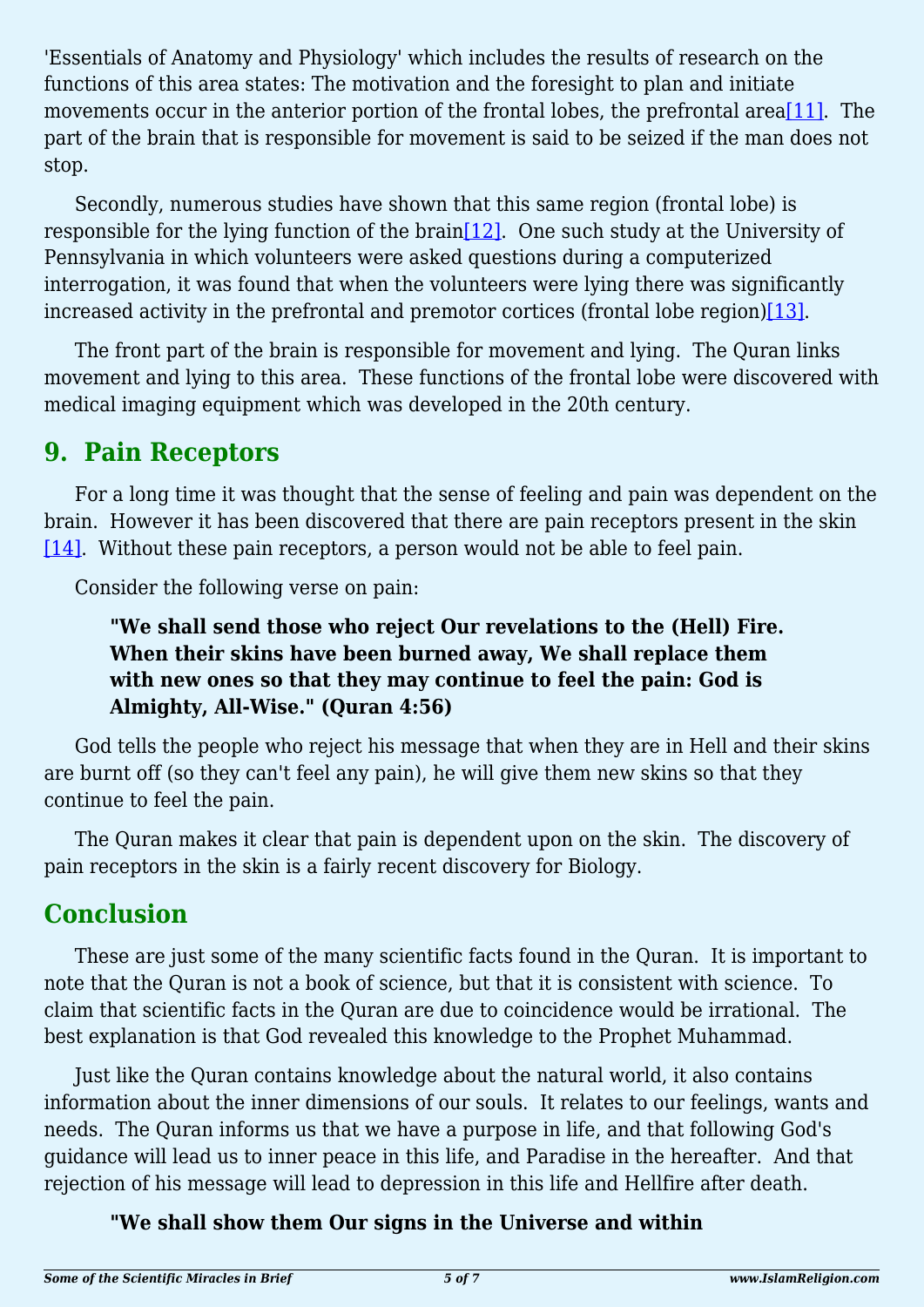'Essentials of Anatomy and Physiology' which includes the results of research on the functions of this area states: The motivation and the foresight to plan and initiate movements occur in the anterior portion of the frontal lobes, the prefrontal area[11]. The part of the brain that is responsible for movement is said to be seized if the man does not stop.

Secondly, numerous studies have shown that this same region (frontal lobe) is responsible for the lying function of the brain[12]. One such study at the University of Pennsylvania in which volunteers were asked questions during a computerized interrogation, it was found that when the volunteers were lying there was significantly increased activity in the prefrontal and premotor cortices (frontal lobe region)[13].

The front part of the brain is responsible for movement and lying. The Quran links movement and lying to this area. These functions of the frontal lobe were discovered with medical imaging equipment which was developed in the 20th century.

## 9. Pain Receptors

For a long time it was thought that the sense of feeling and pain was dependent on the brain. However it has been discovered that there are pain receptors present in the skin [14]. Without these pain receptors, a person would not be able to feel pain.

Consider the following verse on pain:

> **"We shall send those who reject Our revelations to the (Hell) Fire. When their skins have been burned away, We shall replace them with new ones so that they may continue to feel the pain: God is Almighty, All-Wise." (Quran 4:56)**

God tells the people who reject his message that when they are in Hell and their skins are burnt off (so they can't feel any pain), he will give them new skins so that they continue to feel the pain.

The Quran makes it clear that pain is dependent upon on the skin. The discovery of pain receptors in the skin is a fairly recent discovery for Biology.

## Conclusion

These are just some of the many scientific facts found in the Quran. It is important to note that the Quran is not a book of science, but that it is consistent with science. To claim that scientific facts in the Quran are due to coincidence would be irrational. The best explanation is that God revealed this knowledge to the Prophet Muhammad.

Just like the Quran contains knowledge about the natural world, it also contains information about the inner dimensions of our souls. It relates to our feelings, wants and needs. The Quran informs us that we have a purpose in life, and that following God's guidance will lead us to inner peace in this life, and Paradise in the hereafter. And that rejection of his message will lead to depression in this life and Hellfire after death.

> **"We shall show them Our signs in the Universe and within**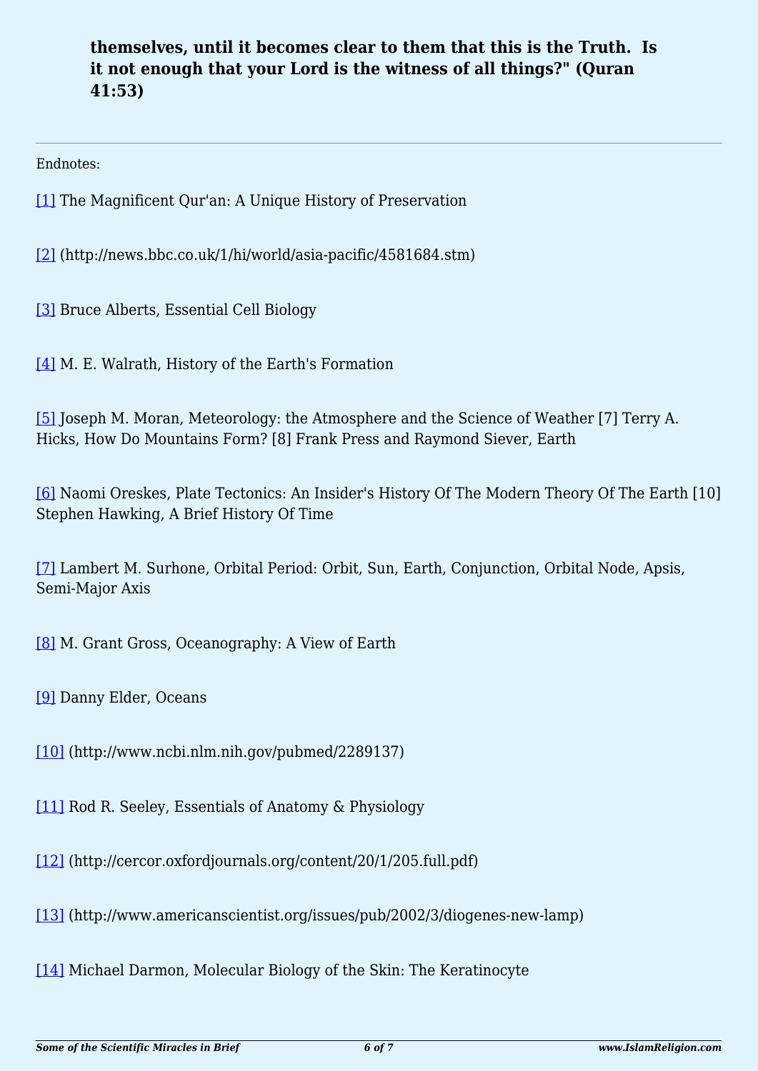**themselves, until it becomes clear to them that this is the Truth. Is it not enough that your Lord is the witness of all things?" (Quran 41:53)**

---

Endnotes:

[1] The Magnificent Qur'an: A Unique History of Preservation

[2] (http://news.bbc.co.uk/1/hi/world/asia-pacific/4581684.stm)

[3] Bruce Alberts, Essential Cell Biology

[4] M. E. Walrath, History of the Earth's Formation

[5] Joseph M. Moran, Meteorology: the Atmosphere and the Science of Weather [7] Terry A. Hicks, How Do Mountains Form? [8] Frank Press and Raymond Siever, Earth

[6] Naomi Oreskes, Plate Tectonics: An Insider's History Of The Modern Theory Of The Earth [10] Stephen Hawking, A Brief History Of Time

[7] Lambert M. Surhone, Orbital Period: Orbit, Sun, Earth, Conjunction, Orbital Node, Apsis, Semi-Major Axis

[8] M. Grant Gross, Oceanography: A View of Earth

[9] Danny Elder, Oceans

[10] (http://www.ncbi.nlm.nih.gov/pubmed/2289137)

[11] Rod R. Seeley, Essentials of Anatomy & Physiology

[12] (http://cercor.oxfordjournals.org/content/20/1/205.full.pdf)

[13] (http://www.americanscientist.org/issues/pub/2002/3/diogenes-new-lamp)

[14] Michael Darmon, Molecular Biology of the Skin: The Keratinocyte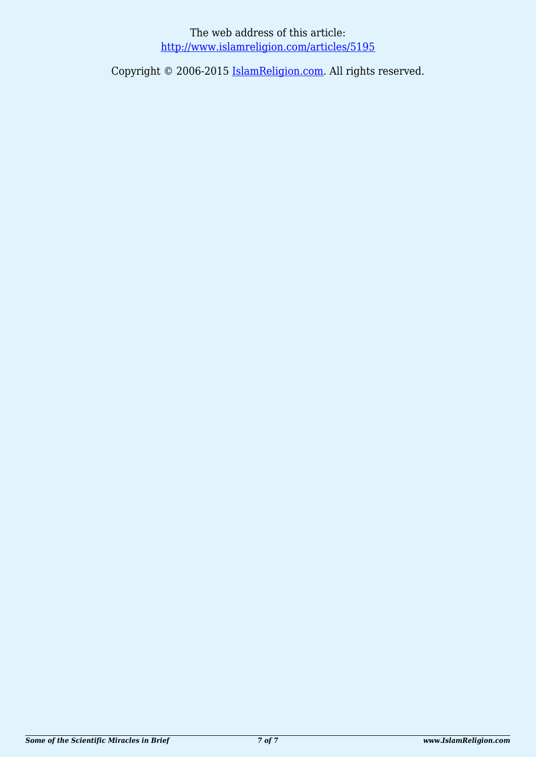The web address of this article:
http://www.islamreligion.com/articles/5195

Copyright © 2006-2015 IslamReligion.com. All rights reserved.